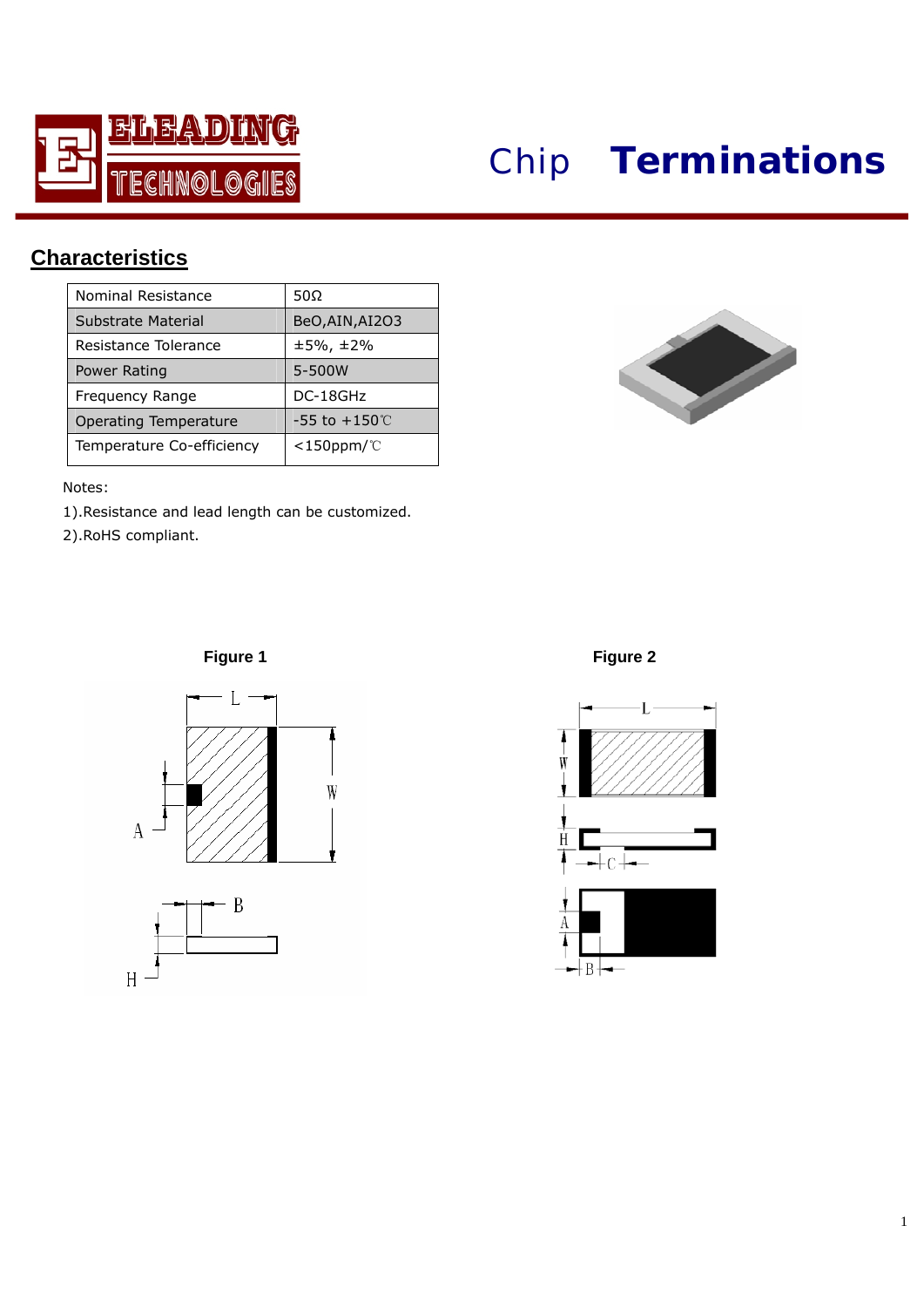ELEADING TECHNOLOGIES

# Chip **Terminations**

## Characteristics

| Nominal Resistance | 50Ω |
|---|---|
| Substrate Material | BeO,AIN,AI2O3 |
| Resistance Tolerance | ±5%, ±2% |
| Power Rating | 5-500W |
| Frequency Range | DC-18GHz |
| Operating Temperature | -55 to +150℃ |
| Temperature Co-efficiency | <150ppm/℃ |

Notes:

1).Resistance and lead length can be customized.

2).RoHS compliant.

**Figure 1**

**Figure 2**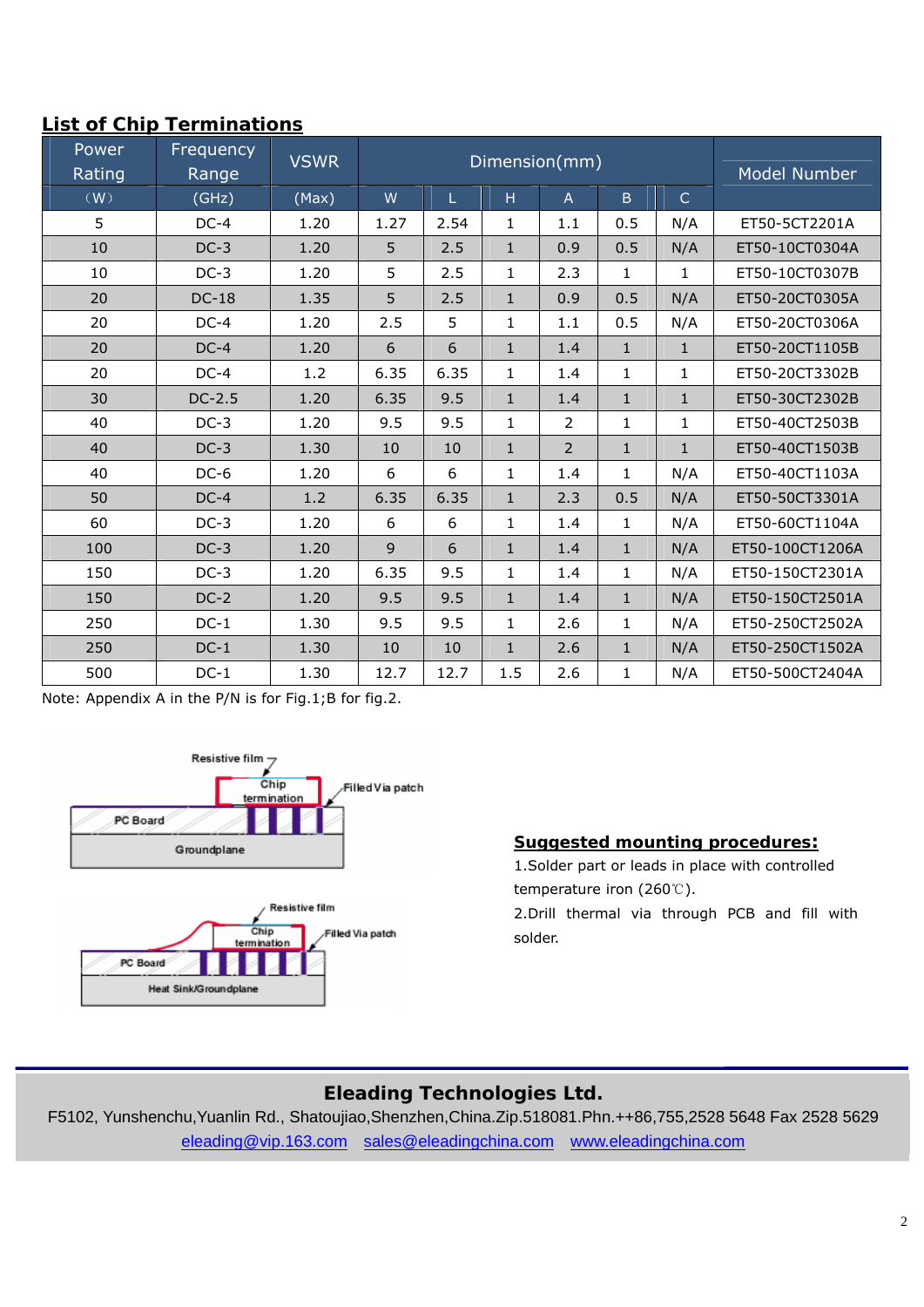## List of Chip Terminations

| Power Rating | Frequency Range | VSWR | Dimension(mm) | | | | | | Model Number |
|---|---|---|---|---|---|---|---|---|---|
| (W) | (GHz) | (Max) | W | L | H | A | B | C | |
| 5 | DC-4 | 1.20 | 1.27 | 2.54 | 1 | 1.1 | 0.5 | N/A | ET50-5CT2201A |
| 10 | DC-3 | 1.20 | 5 | 2.5 | 1 | 0.9 | 0.5 | N/A | ET50-10CT0304A |
| 10 | DC-3 | 1.20 | 5 | 2.5 | 1 | 2.3 | 1 | 1 | ET50-10CT0307B |
| 20 | DC-18 | 1.35 | 5 | 2.5 | 1 | 0.9 | 0.5 | N/A | ET50-20CT0305A |
| 20 | DC-4 | 1.20 | 2.5 | 5 | 1 | 1.1 | 0.5 | N/A | ET50-20CT0306A |
| 20 | DC-4 | 1.20 | 6 | 6 | 1 | 1.4 | 1 | 1 | ET50-20CT1105B |
| 20 | DC-4 | 1.2 | 6.35 | 6.35 | 1 | 1.4 | 1 | 1 | ET50-20CT3302B |
| 30 | DC-2.5 | 1.20 | 6.35 | 9.5 | 1 | 1.4 | 1 | 1 | ET50-30CT2302B |
| 40 | DC-3 | 1.20 | 9.5 | 9.5 | 1 | 2 | 1 | 1 | ET50-40CT2503B |
| 40 | DC-3 | 1.30 | 10 | 10 | 1 | 2 | 1 | 1 | ET50-40CT1503B |
| 40 | DC-6 | 1.20 | 6 | 6 | 1 | 1.4 | 1 | N/A | ET50-40CT1103A |
| 50 | DC-4 | 1.2 | 6.35 | 6.35 | 1 | 2.3 | 0.5 | N/A | ET50-50CT3301A |
| 60 | DC-3 | 1.20 | 6 | 6 | 1 | 1.4 | 1 | N/A | ET50-60CT1104A |
| 100 | DC-3 | 1.20 | 9 | 6 | 1 | 1.4 | 1 | N/A | ET50-100CT1206A |
| 150 | DC-3 | 1.20 | 6.35 | 9.5 | 1 | 1.4 | 1 | N/A | ET50-150CT2301A |
| 150 | DC-2 | 1.20 | 9.5 | 9.5 | 1 | 1.4 | 1 | N/A | ET50-150CT2501A |
| 250 | DC-1 | 1.30 | 9.5 | 9.5 | 1 | 2.6 | 1 | N/A | ET50-250CT2502A |
| 250 | DC-1 | 1.30 | 10 | 10 | 1 | 2.6 | 1 | N/A | ET50-250CT1502A |
| 500 | DC-1 | 1.30 | 12.7 | 12.7 | 1.5 | 2.6 | 1 | N/A | ET50-500CT2404A |

Note: Appendix A in the P/N is for Fig.1;B for fig.2.

Resistive film
Chip termination
Filled Via patch
PC Board
Groundplane

Resistive film
Chip termination
Filled Via patch
PC Board
Heat Sink/Groundplane

## Suggested mounting procedures:

1.Solder part or leads in place with controlled temperature iron (260℃).

2.Drill thermal via through PCB and fill with solder.

**Eleading Technologies Ltd.**

F5102, Yunshenchu,Yuanlin Rd., Shatoujiao,Shenzhen,China.Zip.518081.Phn.++86,755,2528 5648 Fax 2528 5629

eleading@vip.163.com sales@eleadingchina.com www.eleadingchina.com